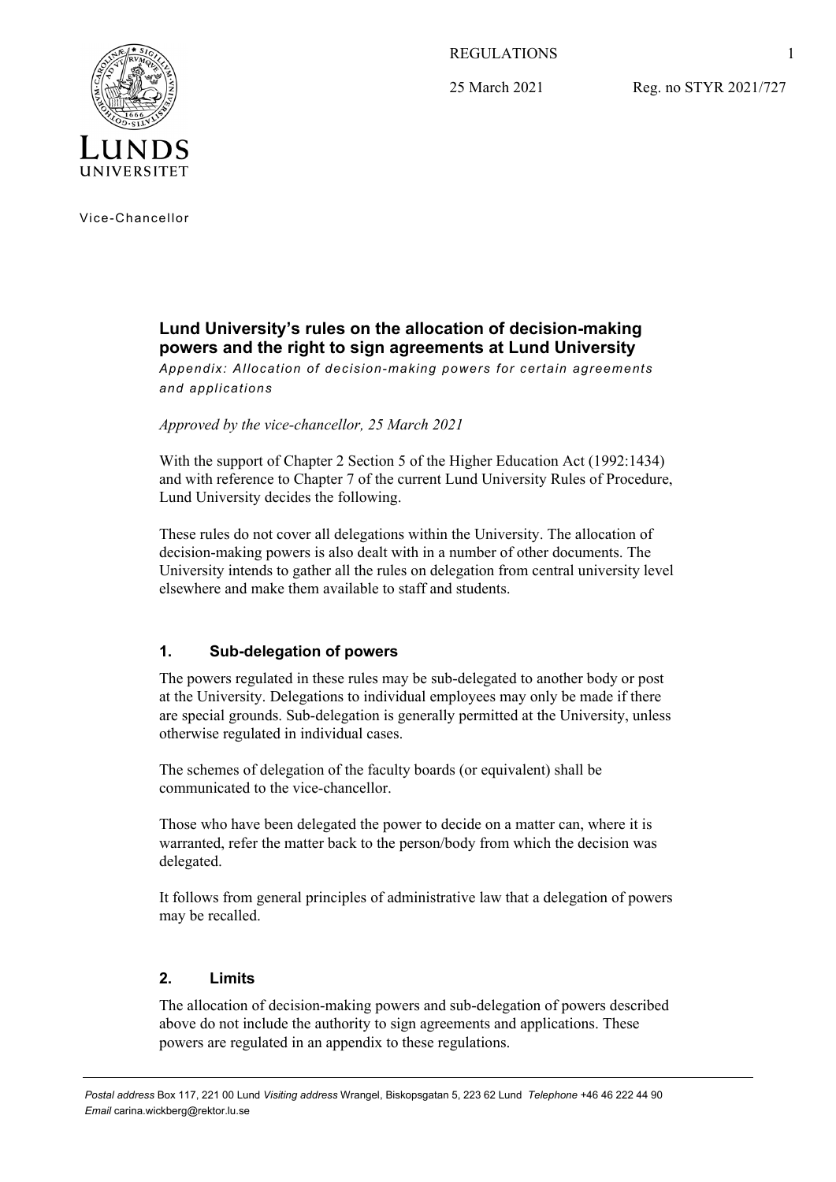REGULATIONS

25 March 2021 Reg. no STYR 2021/727

Vice-Chancellor

## Lund University's rules on the allocation of decision-making powers and the right to sign agreements at Lund University

*Appendix: Allocation of decision-making powers for certain agreements and applications*

*Approved by the vice-chancellor, 25 March 2021*

With the support of Chapter 2 Section 5 of the Higher Education Act (1992:1434) and with reference to Chapter 7 of the current Lund University Rules of Procedure, Lund University decides the following.

These rules do not cover all delegations within the University. The allocation of decision-making powers is also dealt with in a number of other documents. The University intends to gather all the rules on delegation from central university level elsewhere and make them available to staff and students.

### 1. Sub-delegation of powers

The powers regulated in these rules may be sub-delegated to another body or post at the University. Delegations to individual employees may only be made if there are special grounds. Sub-delegation is generally permitted at the University, unless otherwise regulated in individual cases.

The schemes of delegation of the faculty boards (or equivalent) shall be communicated to the vice-chancellor.

Those who have been delegated the power to decide on a matter can, where it is warranted, refer the matter back to the person/body from which the decision was delegated.

It follows from general principles of administrative law that a delegation of powers may be recalled.

### 2. Limits

The allocation of decision-making powers and sub-delegation of powers described above do not include the authority to sign agreements and applications. These powers are regulated in an appendix to these regulations.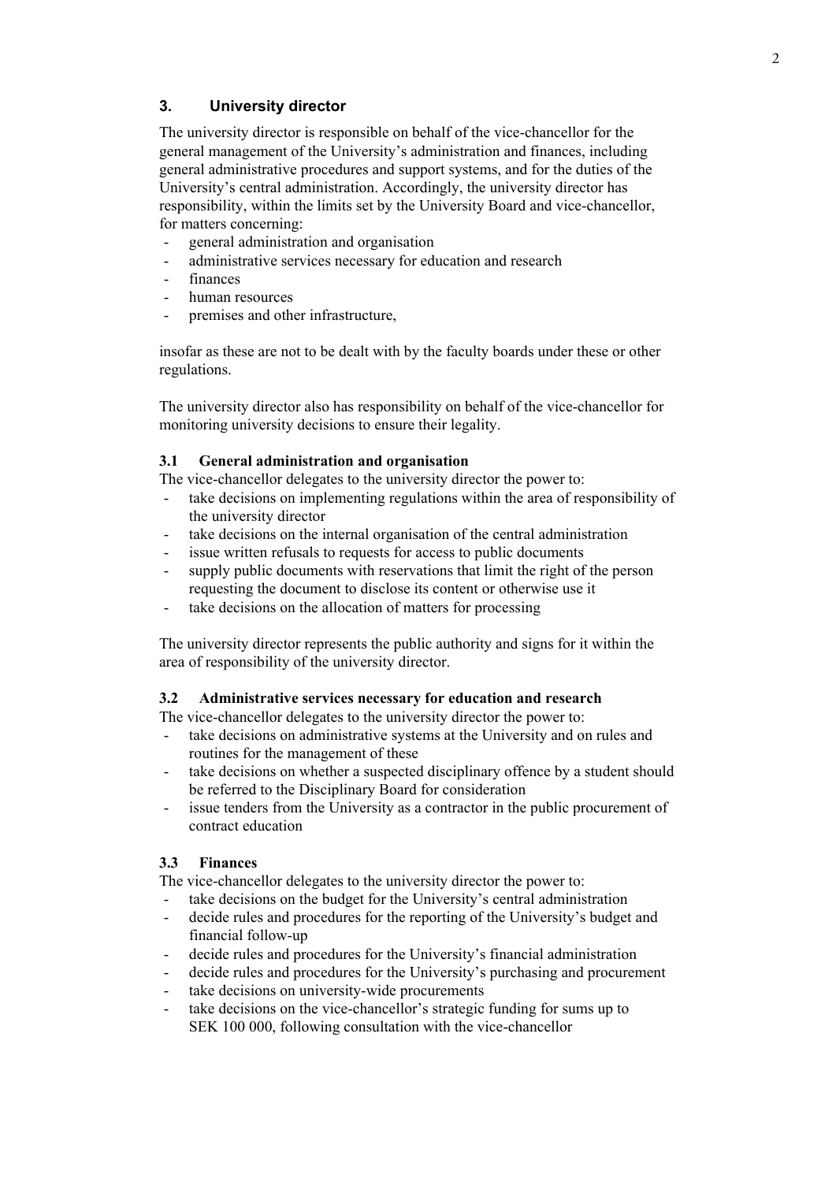## 3. University director

The university director is responsible on behalf of the vice-chancellor for the general management of the University's administration and finances, including general administrative procedures and support systems, and for the duties of the University's central administration. Accordingly, the university director has responsibility, within the limits set by the University Board and vice-chancellor, for matters concerning:

- general administration and organisation
- administrative services necessary for education and research
- finances
- human resources
- premises and other infrastructure,

insofar as these are not to be dealt with by the faculty boards under these or other regulations.

The university director also has responsibility on behalf of the vice-chancellor for monitoring university decisions to ensure their legality.

### 3.1 General administration and organisation

The vice-chancellor delegates to the university director the power to:

- take decisions on implementing regulations within the area of responsibility of the university director
- take decisions on the internal organisation of the central administration
- issue written refusals to requests for access to public documents
- supply public documents with reservations that limit the right of the person requesting the document to disclose its content or otherwise use it
- take decisions on the allocation of matters for processing

The university director represents the public authority and signs for it within the area of responsibility of the university director.

### 3.2 Administrative services necessary for education and research

The vice-chancellor delegates to the university director the power to:

- take decisions on administrative systems at the University and on rules and routines for the management of these
- take decisions on whether a suspected disciplinary offence by a student should be referred to the Disciplinary Board for consideration
- issue tenders from the University as a contractor in the public procurement of contract education

### 3.3 Finances

The vice-chancellor delegates to the university director the power to:

- take decisions on the budget for the University's central administration
- decide rules and procedures for the reporting of the University's budget and financial follow-up
- decide rules and procedures for the University's financial administration
- decide rules and procedures for the University's purchasing and procurement
- take decisions on university-wide procurements
- take decisions on the vice-chancellor's strategic funding for sums up to SEK 100 000, following consultation with the vice-chancellor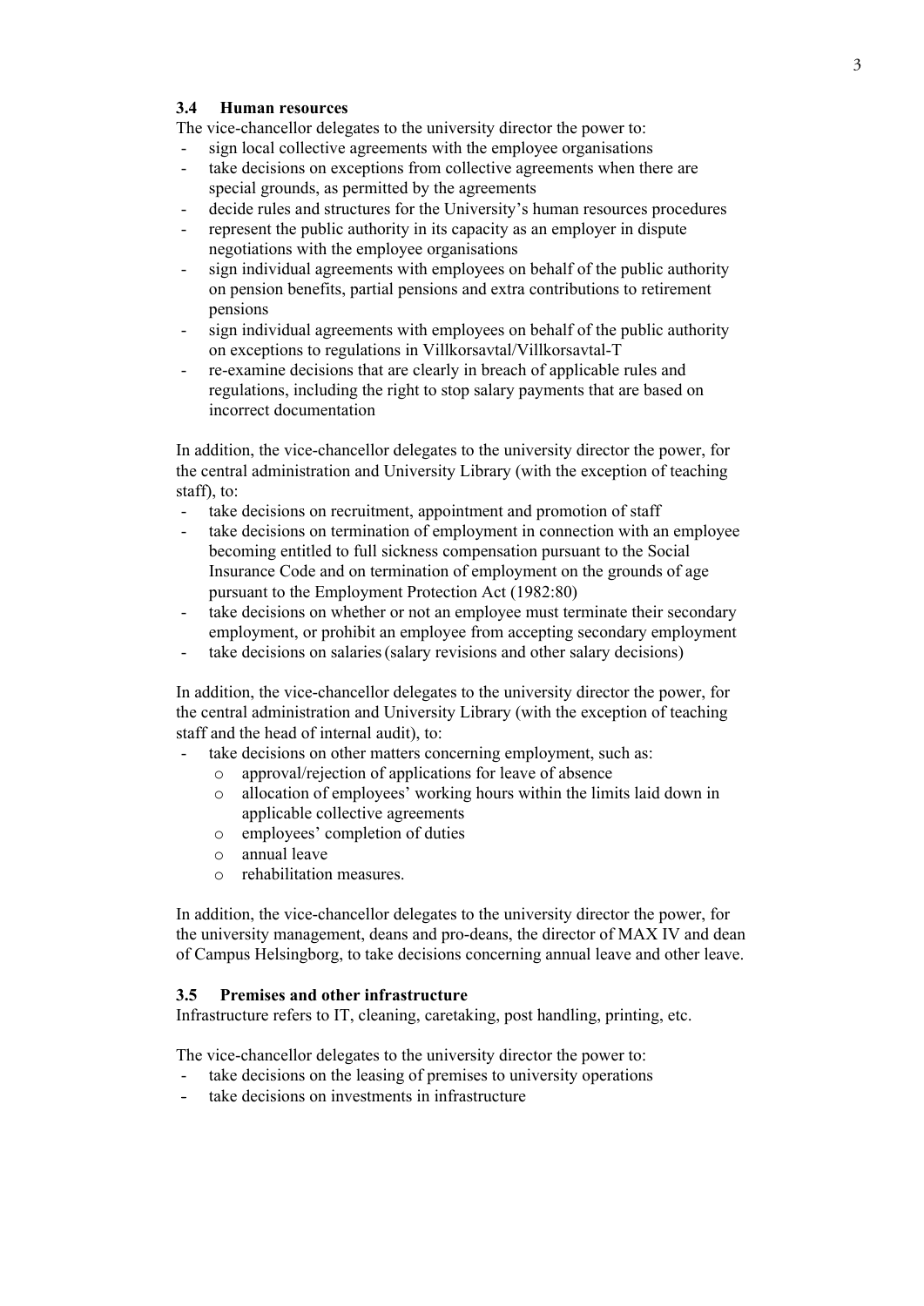### 3.4 Human resources

The vice-chancellor delegates to the university director the power to:

- sign local collective agreements with the employee organisations
- take decisions on exceptions from collective agreements when there are special grounds, as permitted by the agreements
- decide rules and structures for the University's human resources procedures
- represent the public authority in its capacity as an employer in dispute negotiations with the employee organisations
- sign individual agreements with employees on behalf of the public authority on pension benefits, partial pensions and extra contributions to retirement pensions
- sign individual agreements with employees on behalf of the public authority on exceptions to regulations in Villkorsavtal/Villkorsavtal-T
- re-examine decisions that are clearly in breach of applicable rules and regulations, including the right to stop salary payments that are based on incorrect documentation

In addition, the vice-chancellor delegates to the university director the power, for the central administration and University Library (with the exception of teaching staff), to:

- take decisions on recruitment, appointment and promotion of staff
- take decisions on termination of employment in connection with an employee becoming entitled to full sickness compensation pursuant to the Social Insurance Code and on termination of employment on the grounds of age pursuant to the Employment Protection Act (1982:80)
- take decisions on whether or not an employee must terminate their secondary employment, or prohibit an employee from accepting secondary employment
- take decisions on salaries (salary revisions and other salary decisions)

In addition, the vice-chancellor delegates to the university director the power, for the central administration and University Library (with the exception of teaching staff and the head of internal audit), to:

- take decisions on other matters concerning employment, such as:
  - approval/rejection of applications for leave of absence
  - allocation of employees' working hours within the limits laid down in applicable collective agreements
  - employees' completion of duties
  - annual leave
  - rehabilitation measures.

In addition, the vice-chancellor delegates to the university director the power, for the university management, deans and pro-deans, the director of MAX IV and dean of Campus Helsingborg, to take decisions concerning annual leave and other leave.

### 3.5 Premises and other infrastructure

Infrastructure refers to IT, cleaning, caretaking, post handling, printing, etc.

The vice-chancellor delegates to the university director the power to:

- take decisions on the leasing of premises to university operations
- take decisions on investments in infrastructure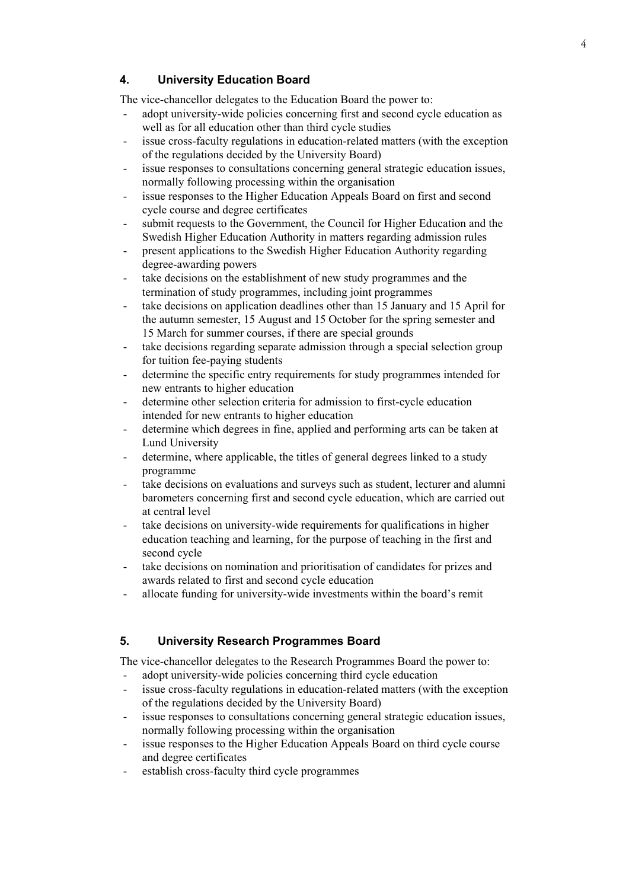## 4. University Education Board

The vice-chancellor delegates to the Education Board the power to:

- adopt university-wide policies concerning first and second cycle education as well as for all education other than third cycle studies
- issue cross-faculty regulations in education-related matters (with the exception of the regulations decided by the University Board)
- issue responses to consultations concerning general strategic education issues, normally following processing within the organisation
- issue responses to the Higher Education Appeals Board on first and second cycle course and degree certificates
- submit requests to the Government, the Council for Higher Education and the Swedish Higher Education Authority in matters regarding admission rules
- present applications to the Swedish Higher Education Authority regarding degree-awarding powers
- take decisions on the establishment of new study programmes and the termination of study programmes, including joint programmes
- take decisions on application deadlines other than 15 January and 15 April for the autumn semester, 15 August and 15 October for the spring semester and 15 March for summer courses, if there are special grounds
- take decisions regarding separate admission through a special selection group for tuition fee-paying students
- determine the specific entry requirements for study programmes intended for new entrants to higher education
- determine other selection criteria for admission to first-cycle education intended for new entrants to higher education
- determine which degrees in fine, applied and performing arts can be taken at Lund University
- determine, where applicable, the titles of general degrees linked to a study programme
- take decisions on evaluations and surveys such as student, lecturer and alumni barometers concerning first and second cycle education, which are carried out at central level
- take decisions on university-wide requirements for qualifications in higher education teaching and learning, for the purpose of teaching in the first and second cycle
- take decisions on nomination and prioritisation of candidates for prizes and awards related to first and second cycle education
- allocate funding for university-wide investments within the board's remit

## 5. University Research Programmes Board

The vice-chancellor delegates to the Research Programmes Board the power to:

- adopt university-wide policies concerning third cycle education
- issue cross-faculty regulations in education-related matters (with the exception of the regulations decided by the University Board)
- issue responses to consultations concerning general strategic education issues, normally following processing within the organisation
- issue responses to the Higher Education Appeals Board on third cycle course and degree certificates
- establish cross-faculty third cycle programmes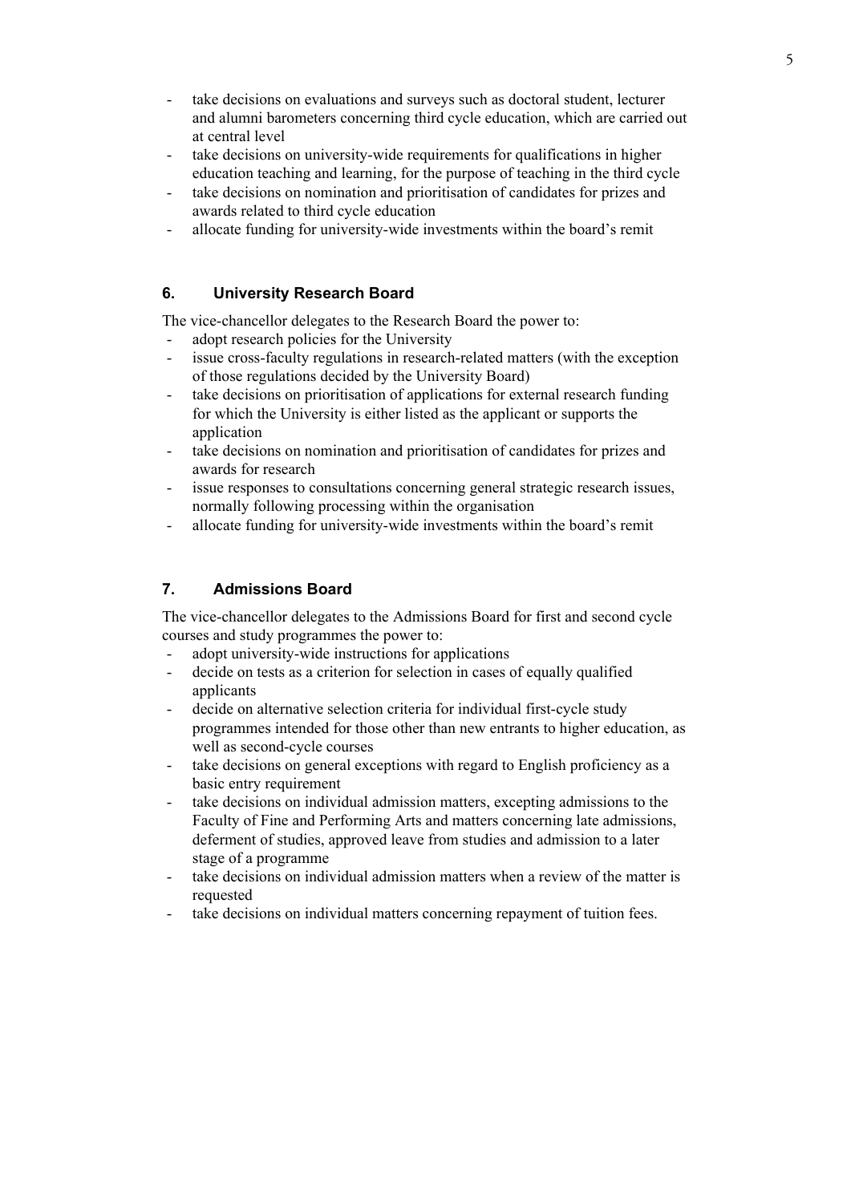- take decisions on evaluations and surveys such as doctoral student, lecturer and alumni barometers concerning third cycle education, which are carried out at central level
- take decisions on university-wide requirements for qualifications in higher education teaching and learning, for the purpose of teaching in the third cycle
- take decisions on nomination and prioritisation of candidates for prizes and awards related to third cycle education
- allocate funding for university-wide investments within the board's remit

## 6. University Research Board

The vice-chancellor delegates to the Research Board the power to:

- adopt research policies for the University
- issue cross-faculty regulations in research-related matters (with the exception of those regulations decided by the University Board)
- take decisions on prioritisation of applications for external research funding for which the University is either listed as the applicant or supports the application
- take decisions on nomination and prioritisation of candidates for prizes and awards for research
- issue responses to consultations concerning general strategic research issues, normally following processing within the organisation
- allocate funding for university-wide investments within the board's remit

## 7. Admissions Board

The vice-chancellor delegates to the Admissions Board for first and second cycle courses and study programmes the power to:

- adopt university-wide instructions for applications
- decide on tests as a criterion for selection in cases of equally qualified applicants
- decide on alternative selection criteria for individual first-cycle study programmes intended for those other than new entrants to higher education, as well as second-cycle courses
- take decisions on general exceptions with regard to English proficiency as a basic entry requirement
- take decisions on individual admission matters, excepting admissions to the Faculty of Fine and Performing Arts and matters concerning late admissions, deferment of studies, approved leave from studies and admission to a later stage of a programme
- take decisions on individual admission matters when a review of the matter is requested
- take decisions on individual matters concerning repayment of tuition fees.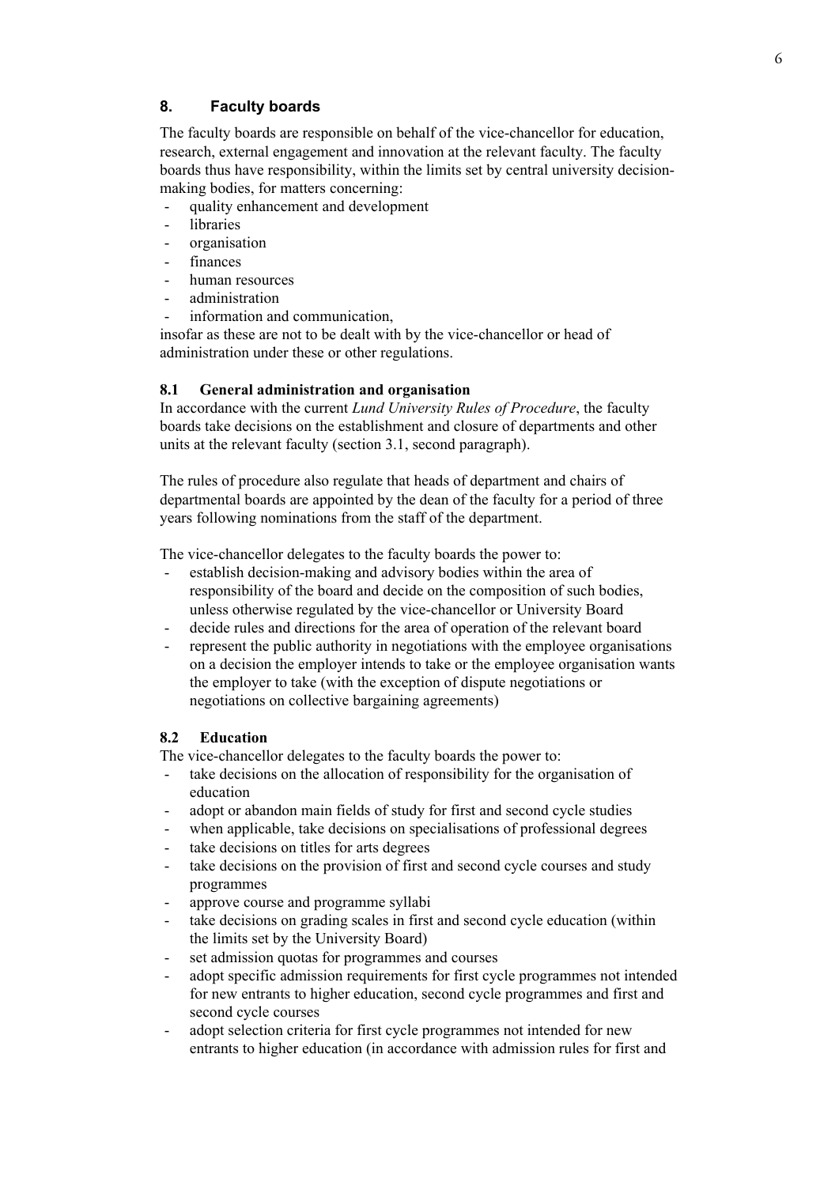## 8. Faculty boards

The faculty boards are responsible on behalf of the vice-chancellor for education, research, external engagement and innovation at the relevant faculty. The faculty boards thus have responsibility, within the limits set by central university decision-making bodies, for matters concerning:

- quality enhancement and development
- libraries
- organisation
- finances
- human resources
- administration
- information and communication,

insofar as these are not to be dealt with by the vice-chancellor or head of administration under these or other regulations.

### 8.1 General administration and organisation

In accordance with the current *Lund University Rules of Procedure*, the faculty boards take decisions on the establishment and closure of departments and other units at the relevant faculty (section 3.1, second paragraph).

The rules of procedure also regulate that heads of department and chairs of departmental boards are appointed by the dean of the faculty for a period of three years following nominations from the staff of the department.

The vice-chancellor delegates to the faculty boards the power to:

- establish decision-making and advisory bodies within the area of responsibility of the board and decide on the composition of such bodies, unless otherwise regulated by the vice-chancellor or University Board
- decide rules and directions for the area of operation of the relevant board
- represent the public authority in negotiations with the employee organisations on a decision the employer intends to take or the employee organisation wants the employer to take (with the exception of dispute negotiations or negotiations on collective bargaining agreements)

### 8.2 Education

The vice-chancellor delegates to the faculty boards the power to:

- take decisions on the allocation of responsibility for the organisation of education
- adopt or abandon main fields of study for first and second cycle studies
- when applicable, take decisions on specialisations of professional degrees
- take decisions on titles for arts degrees
- take decisions on the provision of first and second cycle courses and study programmes
- approve course and programme syllabi
- take decisions on grading scales in first and second cycle education (within the limits set by the University Board)
- set admission quotas for programmes and courses
- adopt specific admission requirements for first cycle programmes not intended for new entrants to higher education, second cycle programmes and first and second cycle courses
- adopt selection criteria for first cycle programmes not intended for new entrants to higher education (in accordance with admission rules for first and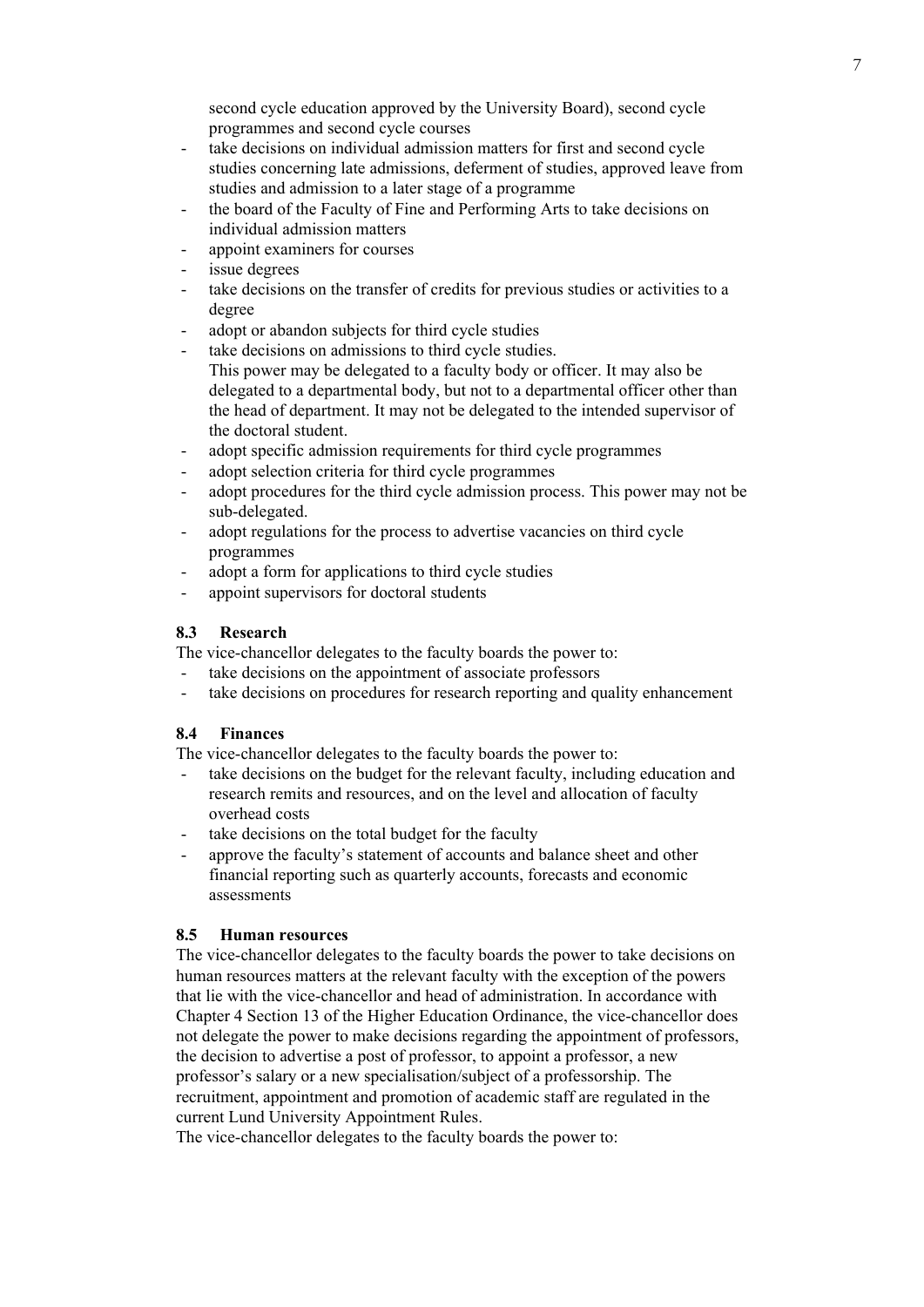second cycle education approved by the University Board), second cycle programmes and second cycle courses

- take decisions on individual admission matters for first and second cycle studies concerning late admissions, deferment of studies, approved leave from studies and admission to a later stage of a programme
- the board of the Faculty of Fine and Performing Arts to take decisions on individual admission matters
- appoint examiners for courses
- issue degrees
- take decisions on the transfer of credits for previous studies or activities to a degree
- adopt or abandon subjects for third cycle studies
- take decisions on admissions to third cycle studies.
  This power may be delegated to a faculty body or officer. It may also be delegated to a departmental body, but not to a departmental officer other than the head of department. It may not be delegated to the intended supervisor of the doctoral student.
- adopt specific admission requirements for third cycle programmes
- adopt selection criteria for third cycle programmes
- adopt procedures for the third cycle admission process. This power may not be sub-delegated.
- adopt regulations for the process to advertise vacancies on third cycle programmes
- adopt a form for applications to third cycle studies
- appoint supervisors for doctoral students

### 8.3 Research

The vice-chancellor delegates to the faculty boards the power to:

- take decisions on the appointment of associate professors
- take decisions on procedures for research reporting and quality enhancement

### 8.4 Finances

The vice-chancellor delegates to the faculty boards the power to:

- take decisions on the budget for the relevant faculty, including education and research remits and resources, and on the level and allocation of faculty overhead costs
- take decisions on the total budget for the faculty
- approve the faculty's statement of accounts and balance sheet and other financial reporting such as quarterly accounts, forecasts and economic assessments

### 8.5 Human resources

The vice-chancellor delegates to the faculty boards the power to take decisions on human resources matters at the relevant faculty with the exception of the powers that lie with the vice-chancellor and head of administration. In accordance with Chapter 4 Section 13 of the Higher Education Ordinance, the vice-chancellor does not delegate the power to make decisions regarding the appointment of professors, the decision to advertise a post of professor, to appoint a professor, a new professor's salary or a new specialisation/subject of a professorship. The recruitment, appointment and promotion of academic staff are regulated in the current Lund University Appointment Rules.

The vice-chancellor delegates to the faculty boards the power to: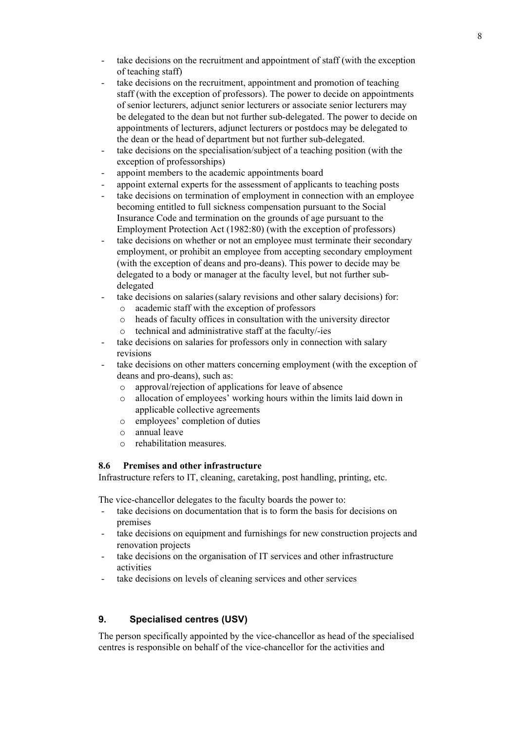- take decisions on the recruitment and appointment of staff (with the exception of teaching staff)
- take decisions on the recruitment, appointment and promotion of teaching staff (with the exception of professors). The power to decide on appointments of senior lecturers, adjunct senior lecturers or associate senior lecturers may be delegated to the dean but not further sub-delegated. The power to decide on appointments of lecturers, adjunct lecturers or postdocs may be delegated to the dean or the head of department but not further sub-delegated.
- take decisions on the specialisation/subject of a teaching position (with the exception of professorships)
- appoint members to the academic appointments board
- appoint external experts for the assessment of applicants to teaching posts
- take decisions on termination of employment in connection with an employee becoming entitled to full sickness compensation pursuant to the Social Insurance Code and termination on the grounds of age pursuant to the Employment Protection Act (1982:80) (with the exception of professors)
- take decisions on whether or not an employee must terminate their secondary employment, or prohibit an employee from accepting secondary employment (with the exception of deans and pro-deans). This power to decide may be delegated to a body or manager at the faculty level, but not further sub-delegated
- take decisions on salaries (salary revisions and other salary decisions) for:
  - academic staff with the exception of professors
  - heads of faculty offices in consultation with the university director
  - technical and administrative staff at the faculty/-ies
- take decisions on salaries for professors only in connection with salary revisions
- take decisions on other matters concerning employment (with the exception of deans and pro-deans), such as:
  - approval/rejection of applications for leave of absence
  - allocation of employees' working hours within the limits laid down in applicable collective agreements
  - employees' completion of duties
  - annual leave
  - rehabilitation measures.

### 8.6 Premises and other infrastructure

Infrastructure refers to IT, cleaning, caretaking, post handling, printing, etc.

The vice-chancellor delegates to the faculty boards the power to:

- take decisions on documentation that is to form the basis for decisions on premises
- take decisions on equipment and furnishings for new construction projects and renovation projects
- take decisions on the organisation of IT services and other infrastructure activities
- take decisions on levels of cleaning services and other services

## 9. Specialised centres (USV)

The person specifically appointed by the vice-chancellor as head of the specialised centres is responsible on behalf of the vice-chancellor for the activities and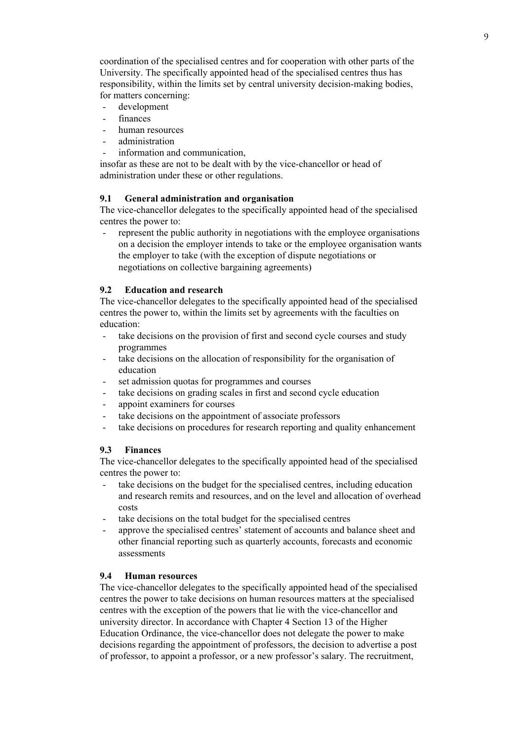coordination of the specialised centres and for cooperation with other parts of the University. The specifically appointed head of the specialised centres thus has responsibility, within the limits set by central university decision-making bodies, for matters concerning:

- development
- finances
- human resources
- administration
- information and communication,

insofar as these are not to be dealt with by the vice-chancellor or head of administration under these or other regulations.

### 9.1 General administration and organisation

The vice-chancellor delegates to the specifically appointed head of the specialised centres the power to:

- represent the public authority in negotiations with the employee organisations on a decision the employer intends to take or the employee organisation wants the employer to take (with the exception of dispute negotiations or negotiations on collective bargaining agreements)

### 9.2 Education and research

The vice-chancellor delegates to the specifically appointed head of the specialised centres the power to, within the limits set by agreements with the faculties on education:

- take decisions on the provision of first and second cycle courses and study programmes
- take decisions on the allocation of responsibility for the organisation of education
- set admission quotas for programmes and courses
- take decisions on grading scales in first and second cycle education
- appoint examiners for courses
- take decisions on the appointment of associate professors
- take decisions on procedures for research reporting and quality enhancement

### 9.3 Finances

The vice-chancellor delegates to the specifically appointed head of the specialised centres the power to:

- take decisions on the budget for the specialised centres, including education and research remits and resources, and on the level and allocation of overhead costs
- take decisions on the total budget for the specialised centres
- approve the specialised centres' statement of accounts and balance sheet and other financial reporting such as quarterly accounts, forecasts and economic assessments

### 9.4 Human resources

The vice-chancellor delegates to the specifically appointed head of the specialised centres the power to take decisions on human resources matters at the specialised centres with the exception of the powers that lie with the vice-chancellor and university director. In accordance with Chapter 4 Section 13 of the Higher Education Ordinance, the vice-chancellor does not delegate the power to make decisions regarding the appointment of professors, the decision to advertise a post of professor, to appoint a professor, or a new professor's salary. The recruitment,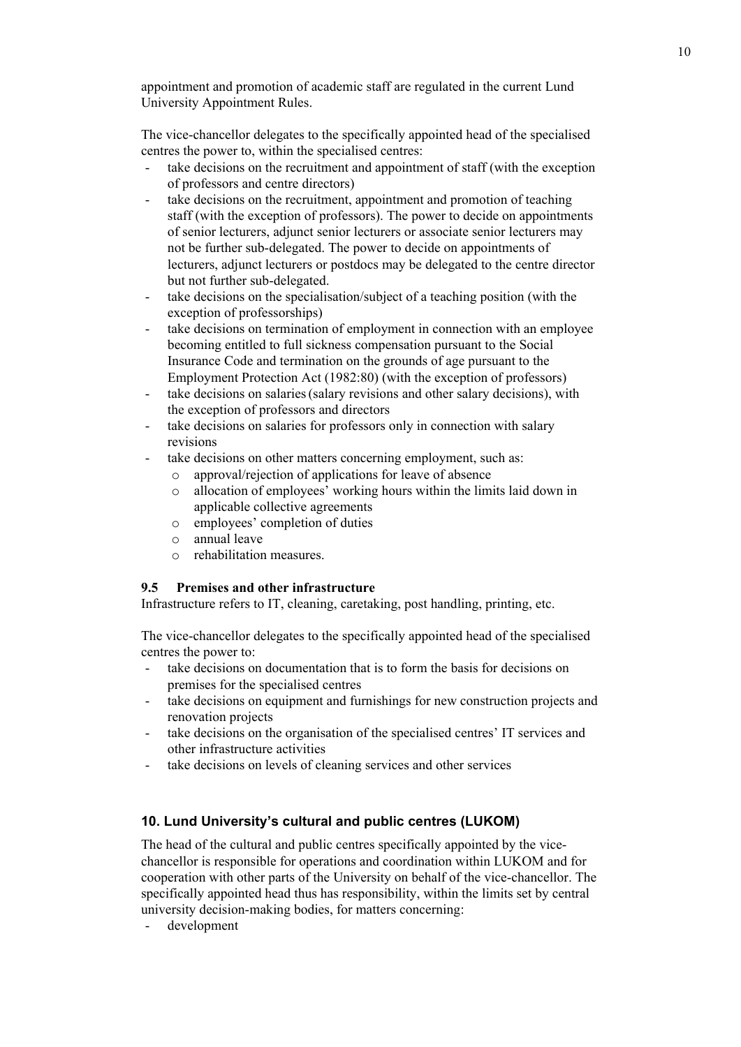appointment and promotion of academic staff are regulated in the current Lund University Appointment Rules.

The vice-chancellor delegates to the specifically appointed head of the specialised centres the power to, within the specialised centres:

- take decisions on the recruitment and appointment of staff (with the exception of professors and centre directors)
- take decisions on the recruitment, appointment and promotion of teaching staff (with the exception of professors). The power to decide on appointments of senior lecturers, adjunct senior lecturers or associate senior lecturers may not be further sub-delegated. The power to decide on appointments of lecturers, adjunct lecturers or postdocs may be delegated to the centre director but not further sub-delegated.
- take decisions on the specialisation/subject of a teaching position (with the exception of professorships)
- take decisions on termination of employment in connection with an employee becoming entitled to full sickness compensation pursuant to the Social Insurance Code and termination on the grounds of age pursuant to the Employment Protection Act (1982:80) (with the exception of professors)
- take decisions on salaries (salary revisions and other salary decisions), with the exception of professors and directors
- take decisions on salaries for professors only in connection with salary revisions
- take decisions on other matters concerning employment, such as:
  - approval/rejection of applications for leave of absence
  - allocation of employees' working hours within the limits laid down in applicable collective agreements
  - employees' completion of duties
  - annual leave
  - rehabilitation measures.

### 9.5 Premises and other infrastructure

Infrastructure refers to IT, cleaning, caretaking, post handling, printing, etc.

The vice-chancellor delegates to the specifically appointed head of the specialised centres the power to:

- take decisions on documentation that is to form the basis for decisions on premises for the specialised centres
- take decisions on equipment and furnishings for new construction projects and renovation projects
- take decisions on the organisation of the specialised centres' IT services and other infrastructure activities
- take decisions on levels of cleaning services and other services

## 10. Lund University's cultural and public centres (LUKOM)

The head of the cultural and public centres specifically appointed by the vice-chancellor is responsible for operations and coordination within LUKOM and for cooperation with other parts of the University on behalf of the vice-chancellor. The specifically appointed head thus has responsibility, within the limits set by central university decision-making bodies, for matters concerning:

- development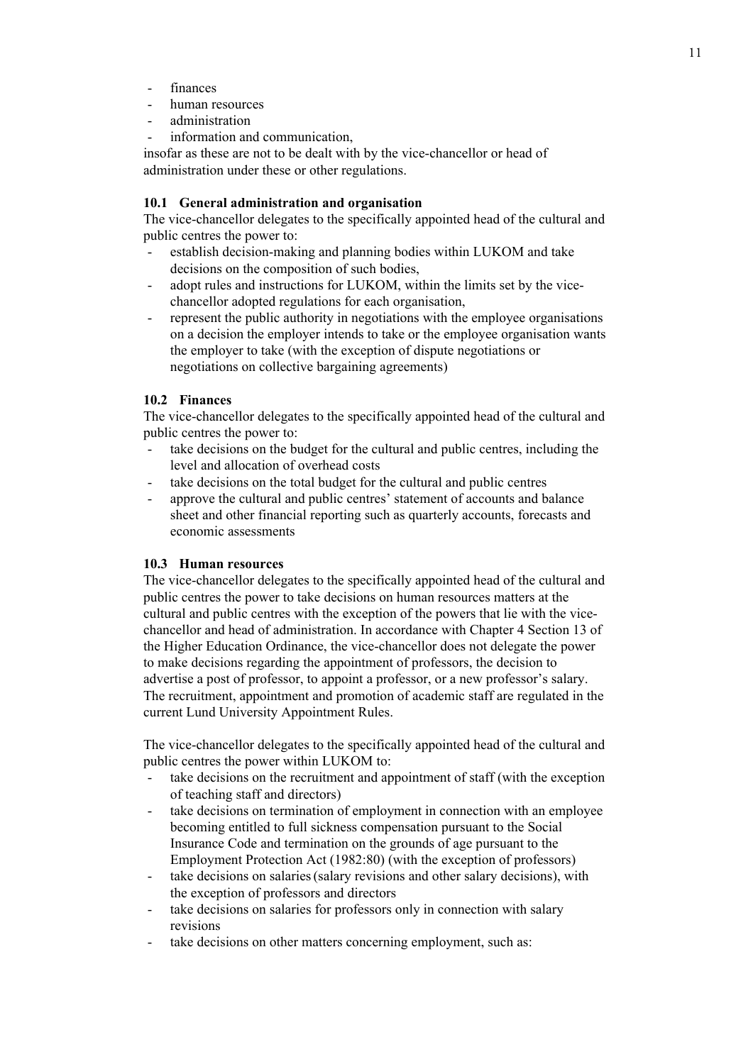- finances
- human resources
- administration
- information and communication,

insofar as these are not to be dealt with by the vice-chancellor or head of administration under these or other regulations.

### 10.1 General administration and organisation

The vice-chancellor delegates to the specifically appointed head of the cultural and public centres the power to:

- establish decision-making and planning bodies within LUKOM and take decisions on the composition of such bodies,
- adopt rules and instructions for LUKOM, within the limits set by the vice-chancellor adopted regulations for each organisation,
- represent the public authority in negotiations with the employee organisations on a decision the employer intends to take or the employee organisation wants the employer to take (with the exception of dispute negotiations or negotiations on collective bargaining agreements)

### 10.2 Finances

The vice-chancellor delegates to the specifically appointed head of the cultural and public centres the power to:

- take decisions on the budget for the cultural and public centres, including the level and allocation of overhead costs
- take decisions on the total budget for the cultural and public centres
- approve the cultural and public centres' statement of accounts and balance sheet and other financial reporting such as quarterly accounts, forecasts and economic assessments

### 10.3 Human resources

The vice-chancellor delegates to the specifically appointed head of the cultural and public centres the power to take decisions on human resources matters at the cultural and public centres with the exception of the powers that lie with the vice-chancellor and head of administration. In accordance with Chapter 4 Section 13 of the Higher Education Ordinance, the vice-chancellor does not delegate the power to make decisions regarding the appointment of professors, the decision to advertise a post of professor, to appoint a professor, or a new professor's salary. The recruitment, appointment and promotion of academic staff are regulated in the current Lund University Appointment Rules.

The vice-chancellor delegates to the specifically appointed head of the cultural and public centres the power within LUKOM to:

- take decisions on the recruitment and appointment of staff (with the exception of teaching staff and directors)
- take decisions on termination of employment in connection with an employee becoming entitled to full sickness compensation pursuant to the Social Insurance Code and termination on the grounds of age pursuant to the Employment Protection Act (1982:80) (with the exception of professors)
- take decisions on salaries (salary revisions and other salary decisions), with the exception of professors and directors
- take decisions on salaries for professors only in connection with salary revisions
- take decisions on other matters concerning employment, such as: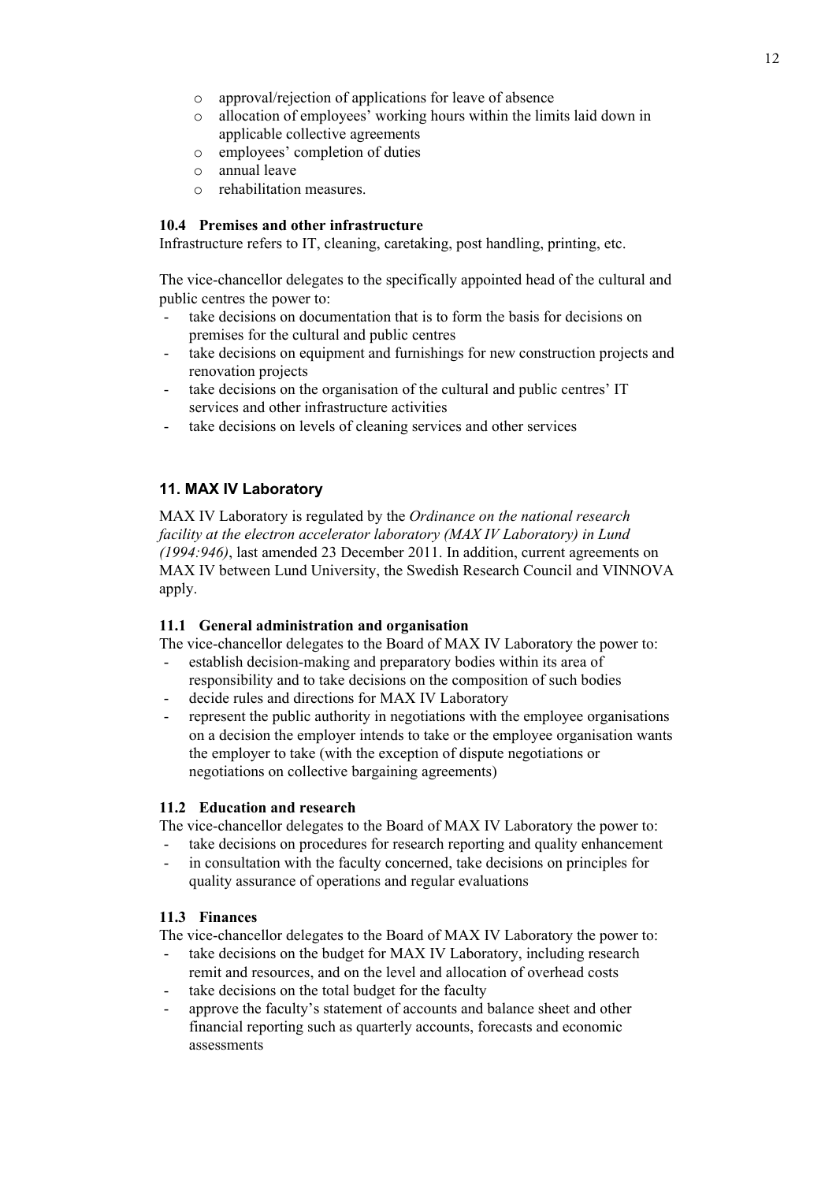- approval/rejection of applications for leave of absence
- allocation of employees' working hours within the limits laid down in applicable collective agreements
- employees' completion of duties
- annual leave
- rehabilitation measures.

### 10.4 Premises and other infrastructure

Infrastructure refers to IT, cleaning, caretaking, post handling, printing, etc.

The vice-chancellor delegates to the specifically appointed head of the cultural and public centres the power to:

- take decisions on documentation that is to form the basis for decisions on premises for the cultural and public centres
- take decisions on equipment and furnishings for new construction projects and renovation projects
- take decisions on the organisation of the cultural and public centres' IT services and other infrastructure activities
- take decisions on levels of cleaning services and other services

## 11. MAX IV Laboratory

MAX IV Laboratory is regulated by the *Ordinance on the national research facility at the electron accelerator laboratory (MAX IV Laboratory) in Lund (1994:946)*, last amended 23 December 2011. In addition, current agreements on MAX IV between Lund University, the Swedish Research Council and VINNOVA apply.

### 11.1 General administration and organisation

The vice-chancellor delegates to the Board of MAX IV Laboratory the power to:

- establish decision-making and preparatory bodies within its area of responsibility and to take decisions on the composition of such bodies
- decide rules and directions for MAX IV Laboratory
- represent the public authority in negotiations with the employee organisations on a decision the employer intends to take or the employee organisation wants the employer to take (with the exception of dispute negotiations or negotiations on collective bargaining agreements)

### 11.2 Education and research

The vice-chancellor delegates to the Board of MAX IV Laboratory the power to:

- take decisions on procedures for research reporting and quality enhancement
- in consultation with the faculty concerned, take decisions on principles for quality assurance of operations and regular evaluations

### 11.3 Finances

The vice-chancellor delegates to the Board of MAX IV Laboratory the power to:

- take decisions on the budget for MAX IV Laboratory, including research remit and resources, and on the level and allocation of overhead costs
- take decisions on the total budget for the faculty
- approve the faculty's statement of accounts and balance sheet and other financial reporting such as quarterly accounts, forecasts and economic assessments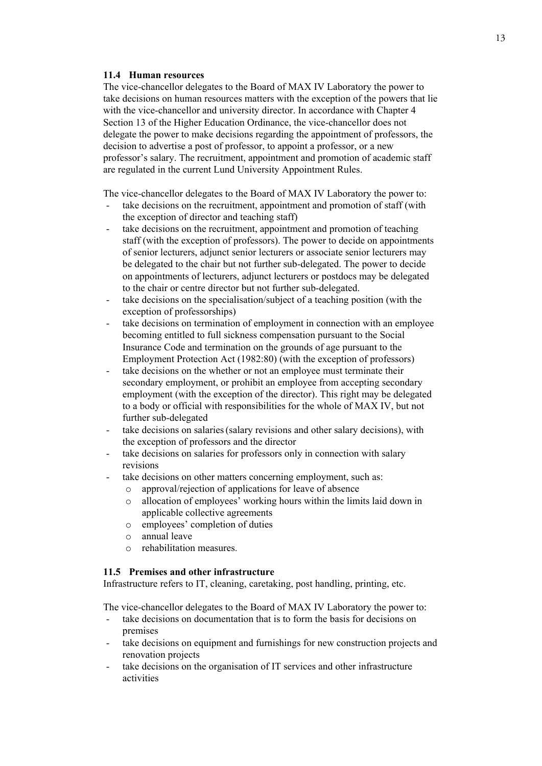### 11.4 Human resources

The vice-chancellor delegates to the Board of MAX IV Laboratory the power to take decisions on human resources matters with the exception of the powers that lie with the vice-chancellor and university director. In accordance with Chapter 4 Section 13 of the Higher Education Ordinance, the vice-chancellor does not delegate the power to make decisions regarding the appointment of professors, the decision to advertise a post of professor, to appoint a professor, or a new professor's salary. The recruitment, appointment and promotion of academic staff are regulated in the current Lund University Appointment Rules.

The vice-chancellor delegates to the Board of MAX IV Laboratory the power to:

- take decisions on the recruitment, appointment and promotion of staff (with the exception of director and teaching staff)
- take decisions on the recruitment, appointment and promotion of teaching staff (with the exception of professors). The power to decide on appointments of senior lecturers, adjunct senior lecturers or associate senior lecturers may be delegated to the chair but not further sub-delegated. The power to decide on appointments of lecturers, adjunct lecturers or postdocs may be delegated to the chair or centre director but not further sub-delegated.
- take decisions on the specialisation/subject of a teaching position (with the exception of professorships)
- take decisions on termination of employment in connection with an employee becoming entitled to full sickness compensation pursuant to the Social Insurance Code and termination on the grounds of age pursuant to the Employment Protection Act (1982:80) (with the exception of professors)
- take decisions on the whether or not an employee must terminate their secondary employment, or prohibit an employee from accepting secondary employment (with the exception of the director). This right may be delegated to a body or official with responsibilities for the whole of MAX IV, but not further sub-delegated
- take decisions on salaries (salary revisions and other salary decisions), with the exception of professors and the director
- take decisions on salaries for professors only in connection with salary revisions
- take decisions on other matters concerning employment, such as:
  - approval/rejection of applications for leave of absence
  - allocation of employees' working hours within the limits laid down in applicable collective agreements
  - employees' completion of duties
  - annual leave
  - rehabilitation measures.

### 11.5 Premises and other infrastructure

Infrastructure refers to IT, cleaning, caretaking, post handling, printing, etc.

The vice-chancellor delegates to the Board of MAX IV Laboratory the power to:

- take decisions on documentation that is to form the basis for decisions on premises
- take decisions on equipment and furnishings for new construction projects and renovation projects
- take decisions on the organisation of IT services and other infrastructure activities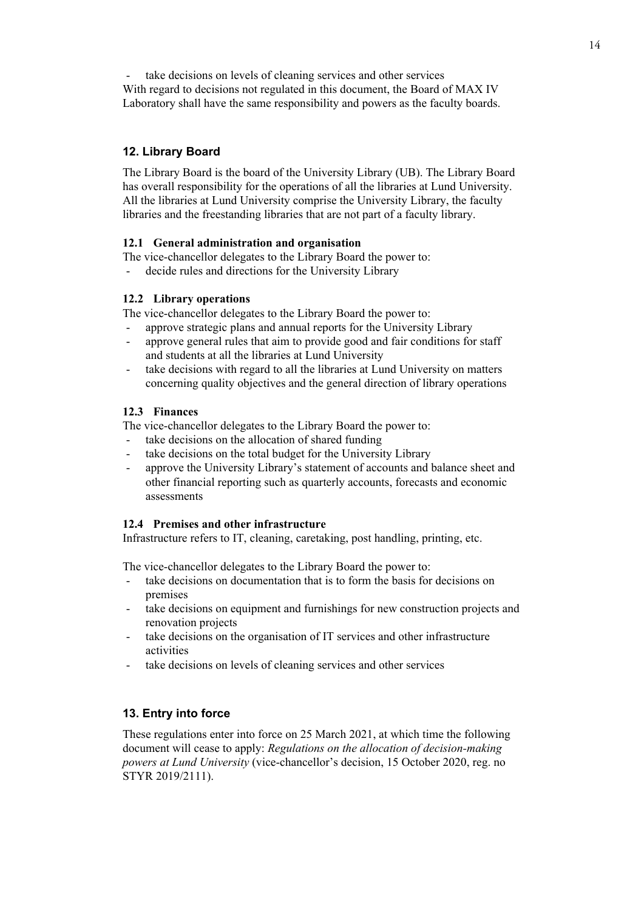- take decisions on levels of cleaning services and other services

With regard to decisions not regulated in this document, the Board of MAX IV Laboratory shall have the same responsibility and powers as the faculty boards.

## 12. Library Board

The Library Board is the board of the University Library (UB). The Library Board has overall responsibility for the operations of all the libraries at Lund University. All the libraries at Lund University comprise the University Library, the faculty libraries and the freestanding libraries that are not part of a faculty library.

### 12.1 General administration and organisation

The vice-chancellor delegates to the Library Board the power to:

- decide rules and directions for the University Library

### 12.2 Library operations

The vice-chancellor delegates to the Library Board the power to:

- approve strategic plans and annual reports for the University Library
- approve general rules that aim to provide good and fair conditions for staff and students at all the libraries at Lund University
- take decisions with regard to all the libraries at Lund University on matters concerning quality objectives and the general direction of library operations

### 12.3 Finances

The vice-chancellor delegates to the Library Board the power to:

- take decisions on the allocation of shared funding
- take decisions on the total budget for the University Library
- approve the University Library's statement of accounts and balance sheet and other financial reporting such as quarterly accounts, forecasts and economic assessments

### 12.4 Premises and other infrastructure

Infrastructure refers to IT, cleaning, caretaking, post handling, printing, etc.

The vice-chancellor delegates to the Library Board the power to:

- take decisions on documentation that is to form the basis for decisions on premises
- take decisions on equipment and furnishings for new construction projects and renovation projects
- take decisions on the organisation of IT services and other infrastructure activities
- take decisions on levels of cleaning services and other services

## 13. Entry into force

These regulations enter into force on 25 March 2021, at which time the following document will cease to apply: *Regulations on the allocation of decision-making powers at Lund University* (vice-chancellor's decision, 15 October 2020, reg. no STYR 2019/2111).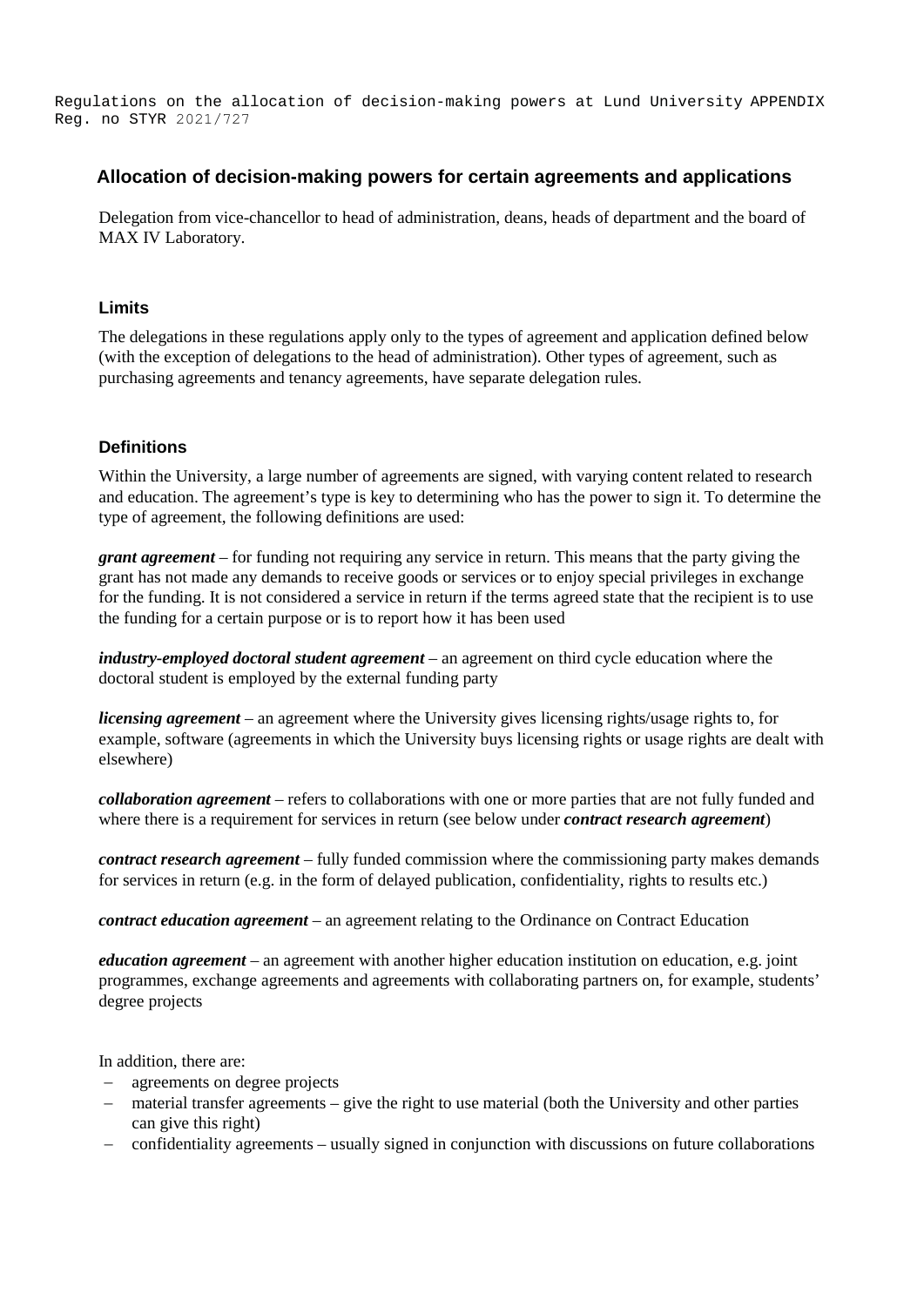## Allocation of decision-making powers for certain agreements and applications

Delegation from vice-chancellor to head of administration, deans, heads of department and the board of MAX IV Laboratory.

### Limits

The delegations in these regulations apply only to the types of agreement and application defined below (with the exception of delegations to the head of administration). Other types of agreement, such as purchasing agreements and tenancy agreements, have separate delegation rules.

### Definitions

Within the University, a large number of agreements are signed, with varying content related to research and education. The agreement's type is key to determining who has the power to sign it. To determine the type of agreement, the following definitions are used:

***grant agreement*** – for funding not requiring any service in return. This means that the party giving the grant has not made any demands to receive goods or services or to enjoy special privileges in exchange for the funding. It is not considered a service in return if the terms agreed state that the recipient is to use the funding for a certain purpose or is to report how it has been used

***industry-employed doctoral student agreement*** – an agreement on third cycle education where the doctoral student is employed by the external funding party

***licensing agreement*** – an agreement where the University gives licensing rights/usage rights to, for example, software (agreements in which the University buys licensing rights or usage rights are dealt with elsewhere)

***collaboration agreement*** – refers to collaborations with one or more parties that are not fully funded and where there is a requirement for services in return (see below under ***contract research agreement***)

***contract research agreement*** – fully funded commission where the commissioning party makes demands for services in return (e.g. in the form of delayed publication, confidentiality, rights to results etc.)

***contract education agreement*** – an agreement relating to the Ordinance on Contract Education

***education agreement*** – an agreement with another higher education institution on education, e.g. joint programmes, exchange agreements and agreements with collaborating partners on, for example, students' degree projects

In addition, there are:

- agreements on degree projects
- material transfer agreements – give the right to use material (both the University and other parties can give this right)
- confidentiality agreements – usually signed in conjunction with discussions on future collaborations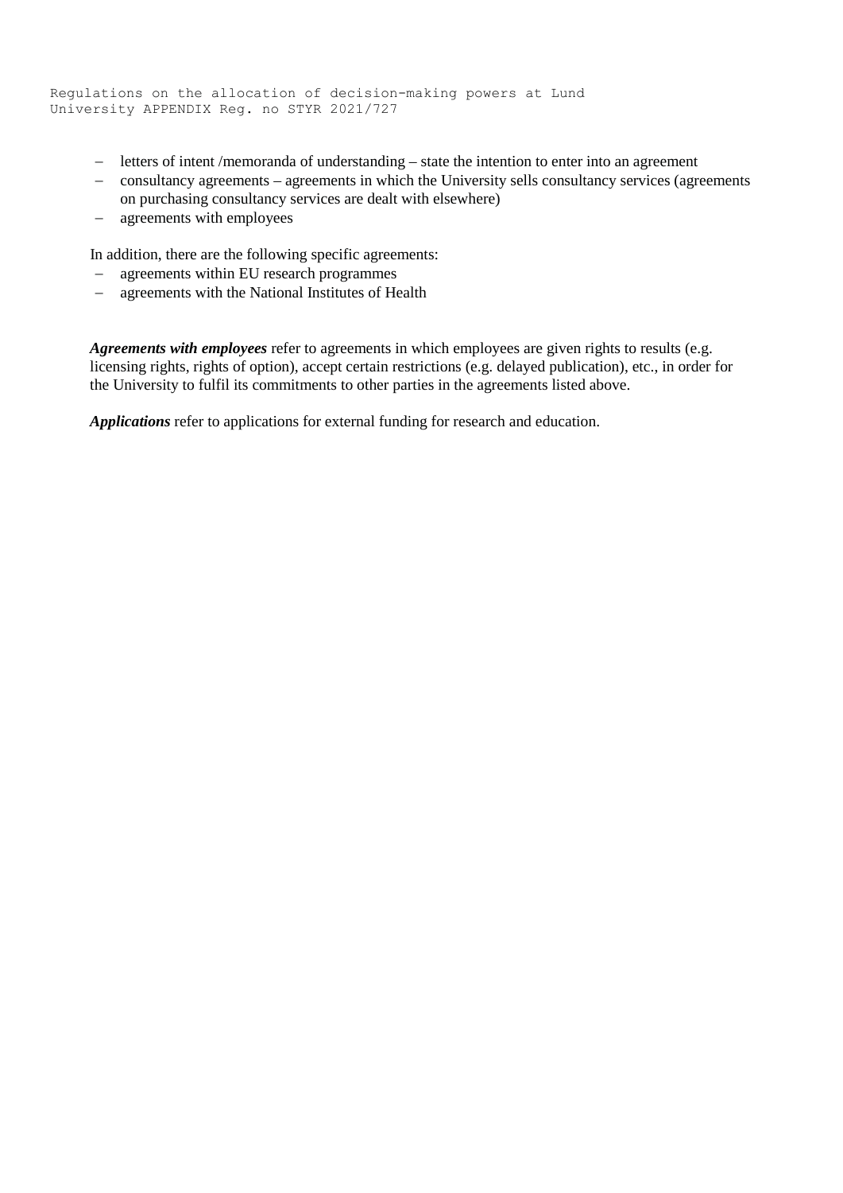- letters of intent /memoranda of understanding – state the intention to enter into an agreement
- consultancy agreements – agreements in which the University sells consultancy services (agreements on purchasing consultancy services are dealt with elsewhere)
- agreements with employees

In addition, there are the following specific agreements:

- agreements within EU research programmes
- agreements with the National Institutes of Health

***Agreements with employees*** refer to agreements in which employees are given rights to results (e.g. licensing rights, rights of option), accept certain restrictions (e.g. delayed publication), etc., in order for the University to fulfil its commitments to other parties in the agreements listed above.

***Applications*** refer to applications for external funding for research and education.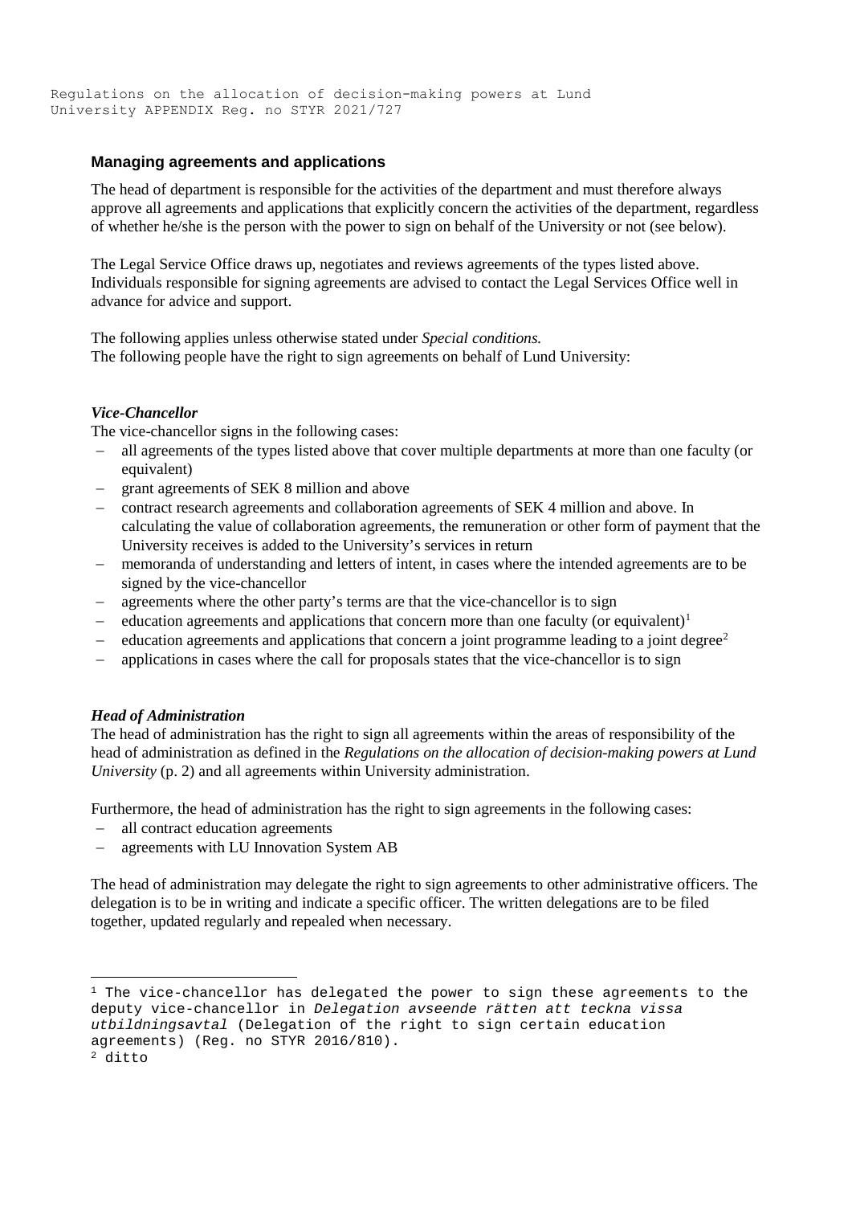### Managing agreements and applications

The head of department is responsible for the activities of the department and must therefore always approve all agreements and applications that explicitly concern the activities of the department, regardless of whether he/she is the person with the power to sign on behalf of the University or not (see below).

The Legal Service Office draws up, negotiates and reviews agreements of the types listed above. Individuals responsible for signing agreements are advised to contact the Legal Services Office well in advance for advice and support.

The following applies unless otherwise stated under *Special conditions.*
The following people have the right to sign agreements on behalf of Lund University:

***Vice-Chancellor***

The vice-chancellor signs in the following cases:

- all agreements of the types listed above that cover multiple departments at more than one faculty (or equivalent)
- grant agreements of SEK 8 million and above
- contract research agreements and collaboration agreements of SEK 4 million and above. In calculating the value of collaboration agreements, the remuneration or other form of payment that the University receives is added to the University's services in return
- memoranda of understanding and letters of intent, in cases where the intended agreements are to be signed by the vice-chancellor
- agreements where the other party's terms are that the vice-chancellor is to sign
- education agreements and applications that concern more than one faculty (or equivalent)[1]
- education agreements and applications that concern a joint programme leading to a joint degree[2]
- applications in cases where the call for proposals states that the vice-chancellor is to sign

***Head of Administration***

The head of administration has the right to sign all agreements within the areas of responsibility of the head of administration as defined in the *Regulations on the allocation of decision-making powers at Lund University* (p. 2) and all agreements within University administration.

Furthermore, the head of administration has the right to sign agreements in the following cases:

- all contract education agreements
- agreements with LU Innovation System AB

The head of administration may delegate the right to sign agreements to other administrative officers. The delegation is to be in writing and indicate a specific officer. The written delegations are to be filed together, updated regularly and repealed when necessary.

---

[1] The vice-chancellor has delegated the power to sign these agreements to the deputy vice-chancellor in *Delegation avseende rätten att teckna vissa utbildningsavtal* (Delegation of the right to sign certain education agreements) (Reg. no STYR 2016/810).

[2] ditto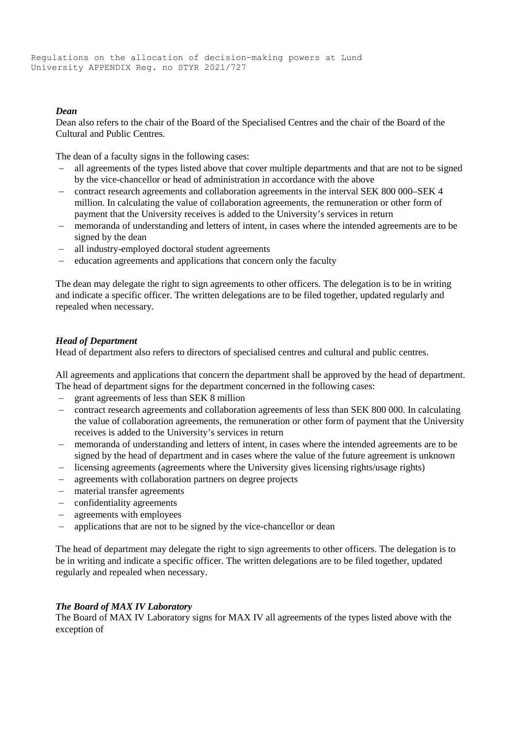### *Dean*

Dean also refers to the chair of the Board of the Specialised Centres and the chair of the Board of the Cultural and Public Centres.

The dean of a faculty signs in the following cases:

- all agreements of the types listed above that cover multiple departments and that are not to be signed by the vice-chancellor or head of administration in accordance with the above
- contract research agreements and collaboration agreements in the interval SEK 800 000–SEK 4 million. In calculating the value of collaboration agreements, the remuneration or other form of payment that the University receives is added to the University's services in return
- memoranda of understanding and letters of intent, in cases where the intended agreements are to be signed by the dean
- all industry-employed doctoral student agreements
- education agreements and applications that concern only the faculty

The dean may delegate the right to sign agreements to other officers. The delegation is to be in writing and indicate a specific officer. The written delegations are to be filed together, updated regularly and repealed when necessary.

### *Head of Department*

Head of department also refers to directors of specialised centres and cultural and public centres.

All agreements and applications that concern the department shall be approved by the head of department. The head of department signs for the department concerned in the following cases:

- grant agreements of less than SEK 8 million
- contract research agreements and collaboration agreements of less than SEK 800 000. In calculating the value of collaboration agreements, the remuneration or other form of payment that the University receives is added to the University's services in return
- memoranda of understanding and letters of intent, in cases where the intended agreements are to be signed by the head of department and in cases where the value of the future agreement is unknown
- licensing agreements (agreements where the University gives licensing rights/usage rights)
- agreements with collaboration partners on degree projects
- material transfer agreements
- confidentiality agreements
- agreements with employees
- applications that are not to be signed by the vice-chancellor or dean

The head of department may delegate the right to sign agreements to other officers. The delegation is to be in writing and indicate a specific officer. The written delegations are to be filed together, updated regularly and repealed when necessary.

### *The Board of MAX IV Laboratory*

The Board of MAX IV Laboratory signs for MAX IV all agreements of the types listed above with the exception of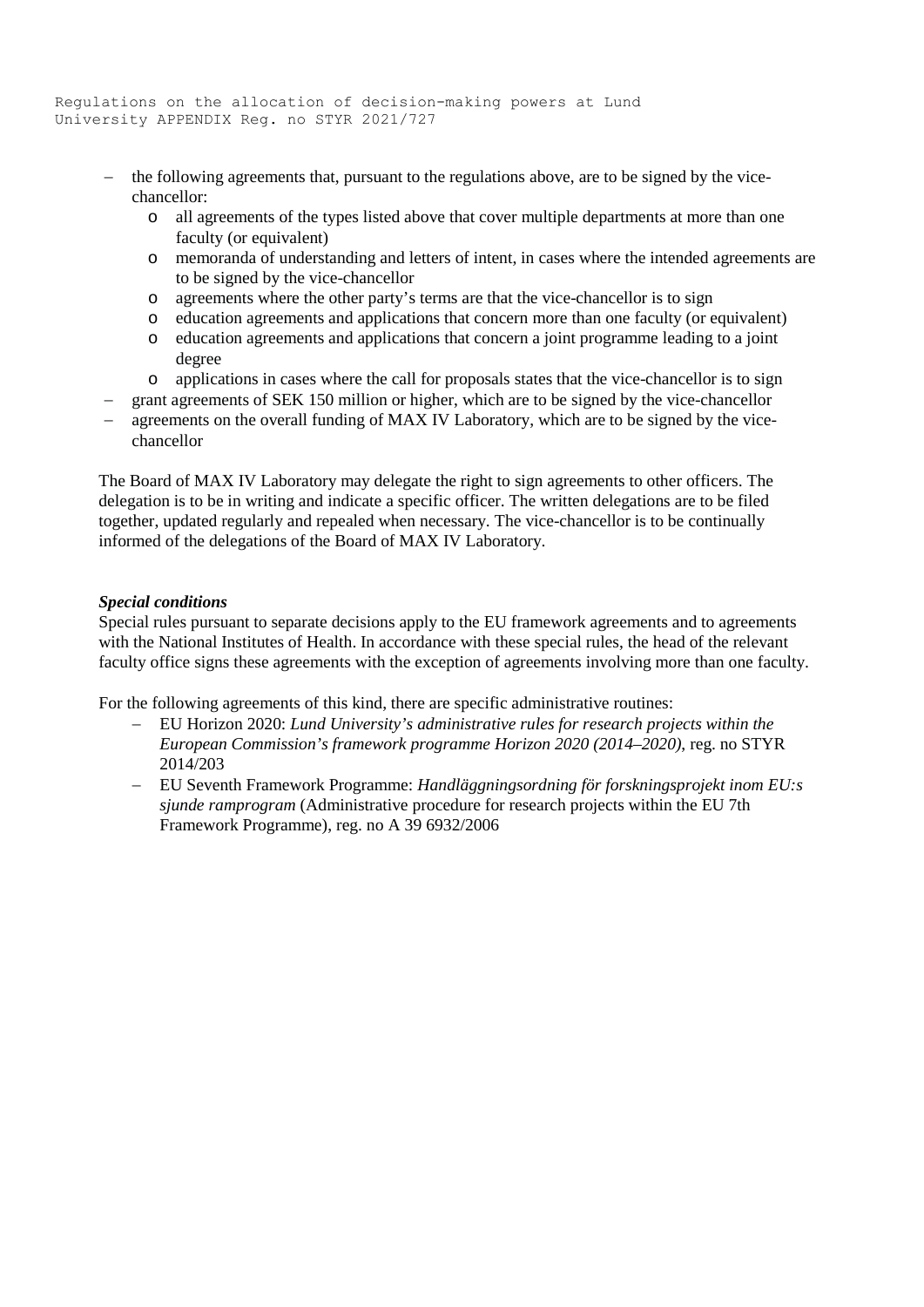- the following agreements that, pursuant to the regulations above, are to be signed by the vice-chancellor:
  - all agreements of the types listed above that cover multiple departments at more than one faculty (or equivalent)
  - memoranda of understanding and letters of intent, in cases where the intended agreements are to be signed by the vice-chancellor
  - agreements where the other party's terms are that the vice-chancellor is to sign
  - education agreements and applications that concern more than one faculty (or equivalent)
  - education agreements and applications that concern a joint programme leading to a joint degree
  - applications in cases where the call for proposals states that the vice-chancellor is to sign
- grant agreements of SEK 150 million or higher, which are to be signed by the vice-chancellor
- agreements on the overall funding of MAX IV Laboratory, which are to be signed by the vice-chancellor

The Board of MAX IV Laboratory may delegate the right to sign agreements to other officers. The delegation is to be in writing and indicate a specific officer. The written delegations are to be filed together, updated regularly and repealed when necessary. The vice-chancellor is to be continually informed of the delegations of the Board of MAX IV Laboratory.

***Special conditions***

Special rules pursuant to separate decisions apply to the EU framework agreements and to agreements with the National Institutes of Health. In accordance with these special rules, the head of the relevant faculty office signs these agreements with the exception of agreements involving more than one faculty.

For the following agreements of this kind, there are specific administrative routines:

- EU Horizon 2020: *Lund University's administrative rules for research projects within the European Commission's framework programme Horizon 2020 (2014–2020)*, reg. no STYR 2014/203
- EU Seventh Framework Programme: *Handläggningsordning för forskningsprojekt inom EU:s sjunde ramprogram* (Administrative procedure for research projects within the EU 7th Framework Programme), reg. no A 39 6932/2006